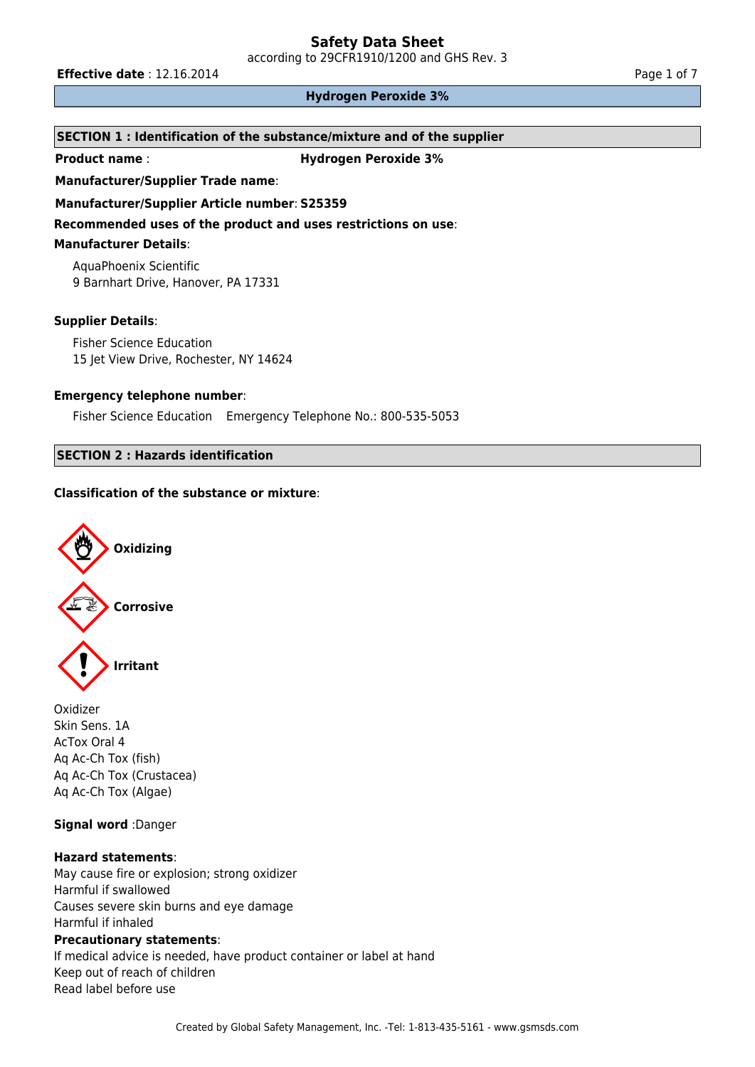# Safety Data Sheet

according to 29CFR1910/1200 and GHS Rev. 3

**Effective date** : 12.16.2014

## Hydrogen Peroxide 3%

### SECTION 1 : Identification of the substance/mixture and of the supplier

**Product name** : **Hydrogen Peroxide 3%**

**Manufacturer/Supplier Trade name**:

**Manufacturer/Supplier Article number**: **S25359**

**Recommended uses of the product and uses restrictions on use**:

**Manufacturer Details**:

AquaPhoenix Scientific
9 Barnhart Drive, Hanover, PA 17331

**Supplier Details**:

Fisher Science Education
15 Jet View Drive, Rochester, NY 14624

**Emergency telephone number**:

Fisher Science Education Emergency Telephone No.: 800-535-5053

### SECTION 2 : Hazards identification

**Classification of the substance or mixture**:

Oxidizing

Corrosive

Irritant

Oxidizer
Skin Sens. 1A
AcTox Oral 4
Aq Ac-Ch Tox (fish)
Aq Ac-Ch Tox (Crustacea)
Aq Ac-Ch Tox (Algae)

**Signal word** :Danger

**Hazard statements**:
May cause fire or explosion; strong oxidizer
Harmful if swallowed
Causes severe skin burns and eye damage
Harmful if inhaled

**Precautionary statements**:
If medical advice is needed, have product container or label at hand
Keep out of reach of children
Read label before use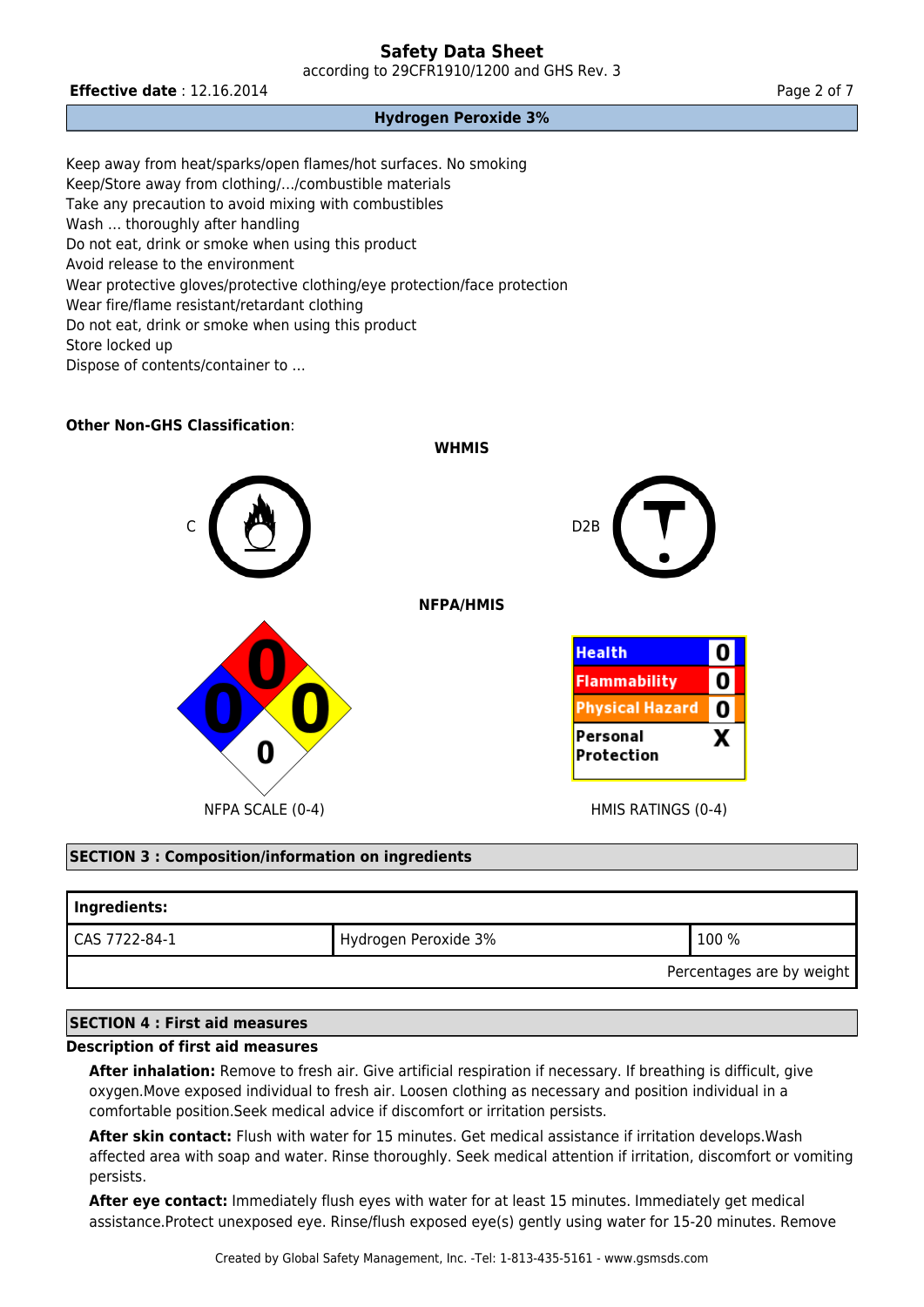Keep away from heat/sparks/open flames/hot surfaces. No smoking
Keep/Store away from clothing/.../combustible materials
Take any precaution to avoid mixing with combustibles
Wash ... thoroughly after handling
Do not eat, drink or smoke when using this product
Avoid release to the environment
Wear protective gloves/protective clothing/eye protection/face protection
Wear fire/flame resistant/retardant clothing
Do not eat, drink or smoke when using this product
Store locked up
Dispose of contents/container to ...

**Other Non-GHS Classification**:

**WHMIS**

C

D2B

**NFPA/HMIS**

NFPA SCALE (0-4)

| | |
|---|---|
| **Health** | **0** |
| **Flammability** | **0** |
| **Physical Hazard** | **0** |
| **Personal Protection** | **X** |

HMIS RATINGS (0-4)

## SECTION 3 : Composition/information on ingredients

| **Ingredients:** | | |
|---|---|---|
| CAS 7722-84-1 | Hydrogen Peroxide 3% | 100 % |
| | | Percentages are by weight |

## SECTION 4 : First aid measures

**Description of first aid measures**

**After inhalation:** Remove to fresh air. Give artificial respiration if necessary. If breathing is difficult, give oxygen.Move exposed individual to fresh air. Loosen clothing as necessary and position individual in a comfortable position.Seek medical advice if discomfort or irritation persists.

**After skin contact:** Flush with water for 15 minutes. Get medical assistance if irritation develops.Wash affected area with soap and water. Rinse thoroughly. Seek medical attention if irritation, discomfort or vomiting persists.

**After eye contact:** Immediately flush eyes with water for at least 15 minutes. Immediately get medical assistance.Protect unexposed eye. Rinse/flush exposed eye(s) gently using water for 15-20 minutes. Remove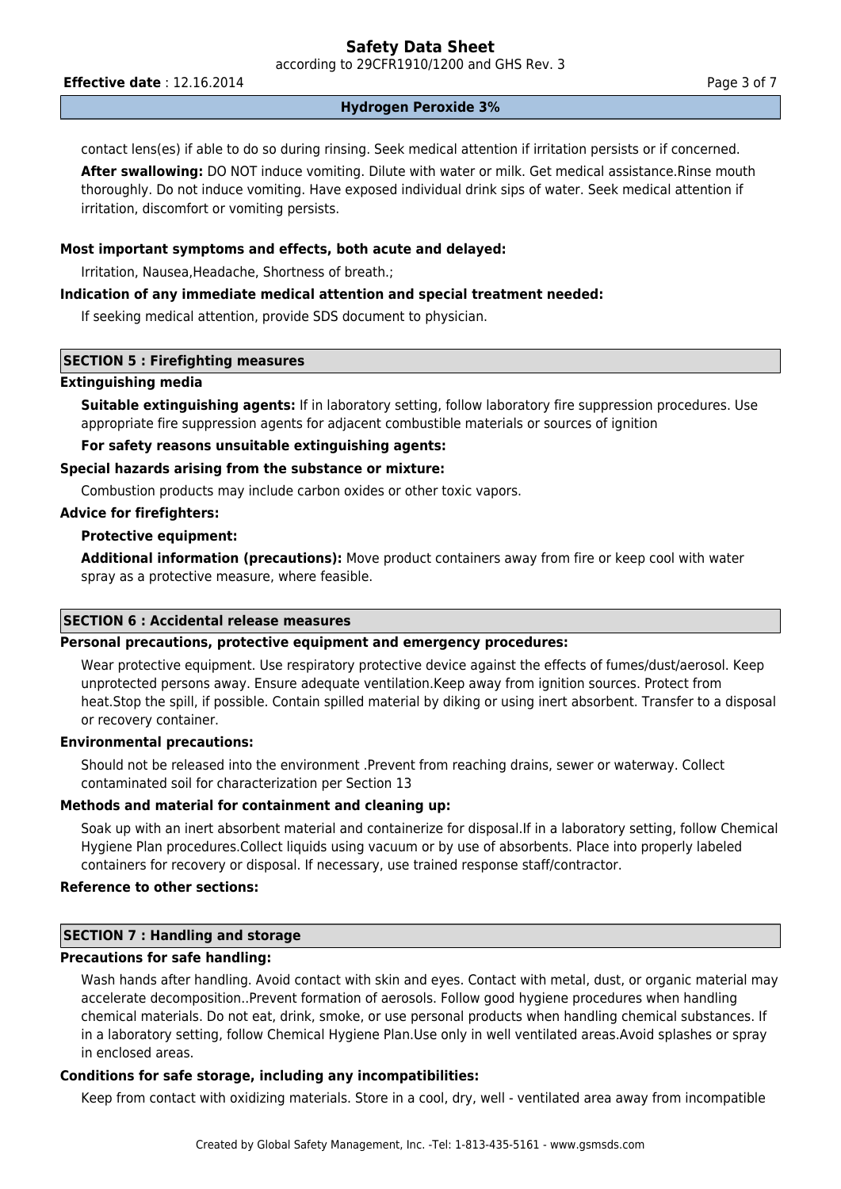contact lens(es) if able to do so during rinsing. Seek medical attention if irritation persists or if concerned.

**After swallowing:** DO NOT induce vomiting. Dilute with water or milk. Get medical assistance.Rinse mouth thoroughly. Do not induce vomiting. Have exposed individual drink sips of water. Seek medical attention if irritation, discomfort or vomiting persists.

**Most important symptoms and effects, both acute and delayed:**

Irritation, Nausea,Headache, Shortness of breath.;

**Indication of any immediate medical attention and special treatment needed:**

If seeking medical attention, provide SDS document to physician.

## SECTION 5 : Firefighting measures

**Extinguishing media**

**Suitable extinguishing agents:** If in laboratory setting, follow laboratory fire suppression procedures. Use appropriate fire suppression agents for adjacent combustible materials or sources of ignition

**For safety reasons unsuitable extinguishing agents:**

**Special hazards arising from the substance or mixture:**

Combustion products may include carbon oxides or other toxic vapors.

**Advice for firefighters:**

**Protective equipment:**

**Additional information (precautions):** Move product containers away from fire or keep cool with water spray as a protective measure, where feasible.

## SECTION 6 : Accidental release measures

**Personal precautions, protective equipment and emergency procedures:**

Wear protective equipment. Use respiratory protective device against the effects of fumes/dust/aerosol. Keep unprotected persons away. Ensure adequate ventilation.Keep away from ignition sources. Protect from heat.Stop the spill, if possible. Contain spilled material by diking or using inert absorbent. Transfer to a disposal or recovery container.

**Environmental precautions:**

Should not be released into the environment .Prevent from reaching drains, sewer or waterway. Collect contaminated soil for characterization per Section 13

**Methods and material for containment and cleaning up:**

Soak up with an inert absorbent material and containerize for disposal.If in a laboratory setting, follow Chemical Hygiene Plan procedures.Collect liquids using vacuum or by use of absorbents. Place into properly labeled containers for recovery or disposal. If necessary, use trained response staff/contractor.

**Reference to other sections:**

## SECTION 7 : Handling and storage

**Precautions for safe handling:**

Wash hands after handling. Avoid contact with skin and eyes. Contact with metal, dust, or organic material may accelerate decomposition..Prevent formation of aerosols. Follow good hygiene procedures when handling chemical materials. Do not eat, drink, smoke, or use personal products when handling chemical substances. If in a laboratory setting, follow Chemical Hygiene Plan.Use only in well ventilated areas.Avoid splashes or spray in enclosed areas.

**Conditions for safe storage, including any incompatibilities:**

Keep from contact with oxidizing materials. Store in a cool, dry, well - ventilated area away from incompatible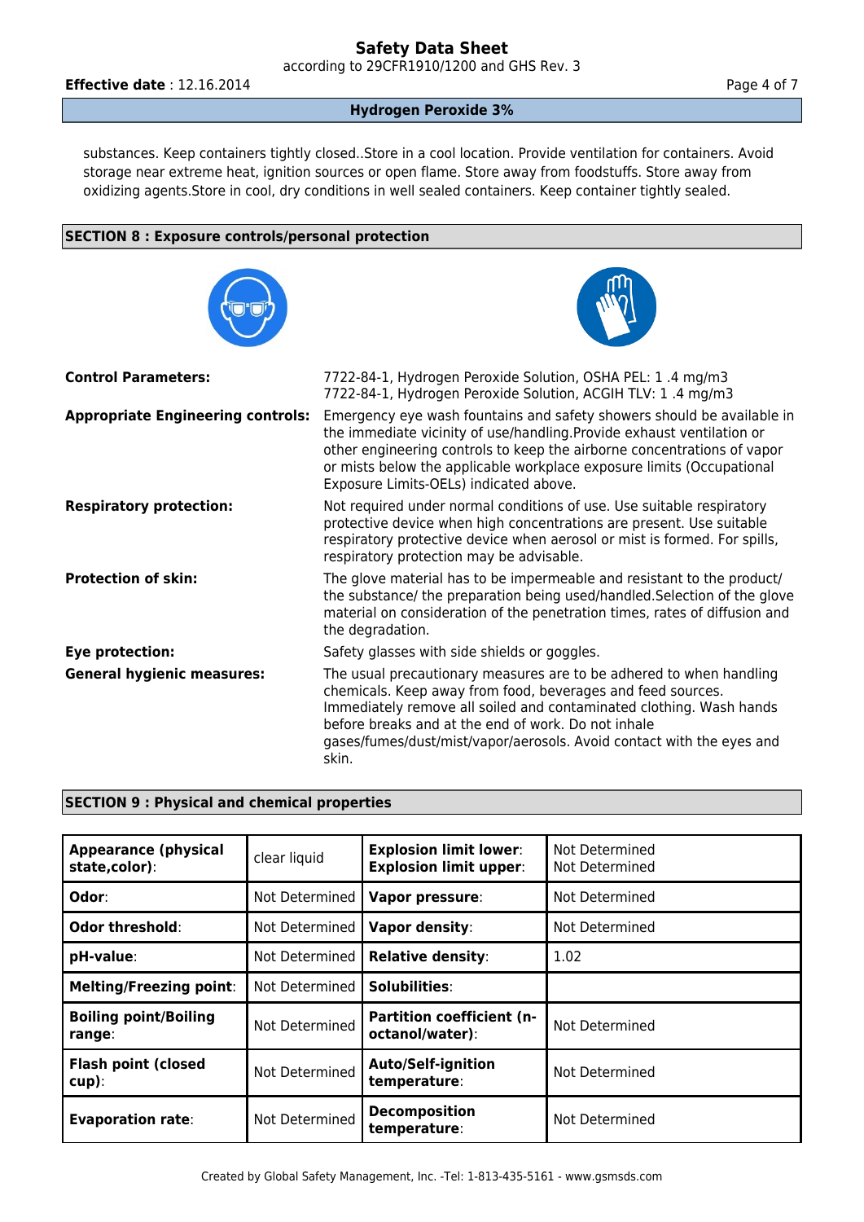substances. Keep containers tightly closed..Store in a cool location. Provide ventilation for containers. Avoid storage near extreme heat, ignition sources or open flame. Store away from foodstuffs. Store away from oxidizing agents.Store in cool, dry conditions in well sealed containers. Keep container tightly sealed.

## SECTION 8 : Exposure controls/personal protection

| | |
|---|---|
| **Control Parameters:** | 7722-84-1, Hydrogen Peroxide Solution, OSHA PEL: 1 .4 mg/m3<br>7722-84-1, Hydrogen Peroxide Solution, ACGIH TLV: 1 .4 mg/m3 |
| **Appropriate Engineering controls:** | Emergency eye wash fountains and safety showers should be available in the immediate vicinity of use/handling.Provide exhaust ventilation or other engineering controls to keep the airborne concentrations of vapor or mists below the applicable workplace exposure limits (Occupational Exposure Limits-OELs) indicated above. |
| **Respiratory protection:** | Not required under normal conditions of use. Use suitable respiratory protective device when high concentrations are present. Use suitable respiratory protective device when aerosol or mist is formed. For spills, respiratory protection may be advisable. |
| **Protection of skin:** | The glove material has to be impermeable and resistant to the product/ the substance/ the preparation being used/handled.Selection of the glove material on consideration of the penetration times, rates of diffusion and the degradation. |
| **Eye protection:** | Safety glasses with side shields or goggles. |
| **General hygienic measures:** | The usual precautionary measures are to be adhered to when handling chemicals. Keep away from food, beverages and feed sources. Immediately remove all soiled and contaminated clothing. Wash hands before breaks and at the end of work. Do not inhale gases/fumes/dust/mist/vapor/aerosols. Avoid contact with the eyes and skin. |

## SECTION 9 : Physical and chemical properties

| | | | |
|---|---|---|---|
| **Appearance (physical state,color)**: | clear liquid | **Explosion limit lower**:<br>**Explosion limit upper**: | Not Determined<br>Not Determined |
| **Odor**: | Not Determined | **Vapor pressure**: | Not Determined |
| **Odor threshold**: | Not Determined | **Vapor density**: | Not Determined |
| **pH-value**: | Not Determined | **Relative density**: | 1.02 |
| **Melting/Freezing point**: | Not Determined | **Solubilities**: | |
| **Boiling point/Boiling range**: | Not Determined | **Partition coefficient (n-octanol/water)**: | Not Determined |
| **Flash point (closed cup)**: | Not Determined | **Auto/Self-ignition temperature**: | Not Determined |
| **Evaporation rate**: | Not Determined | **Decomposition temperature**: | Not Determined |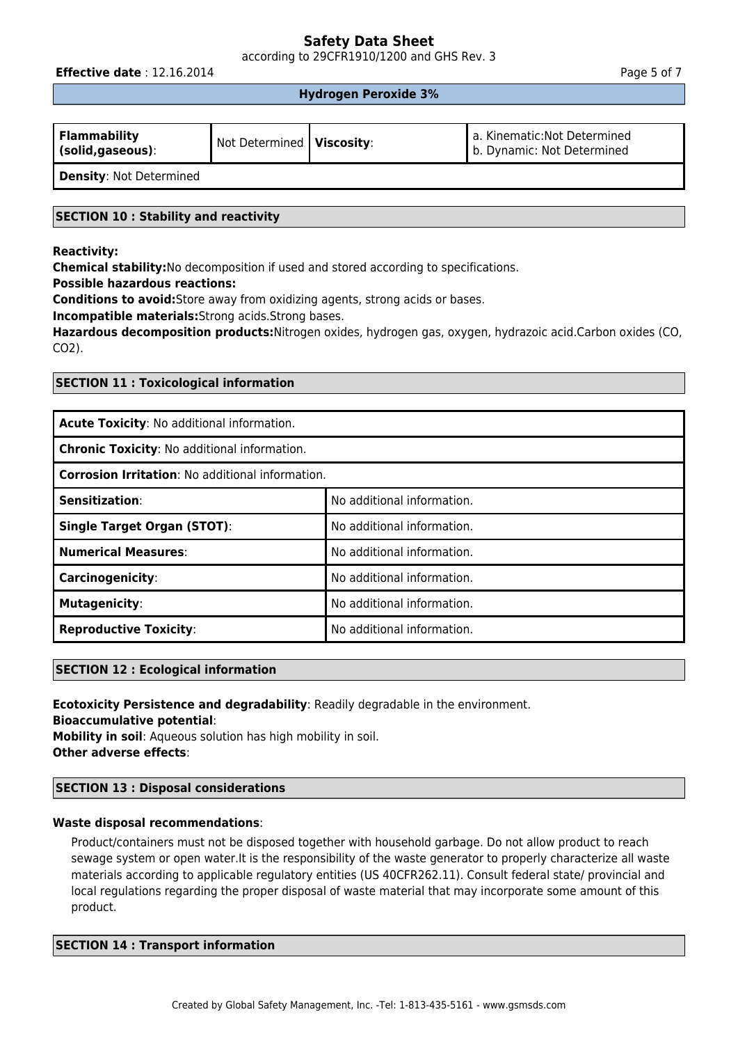| **Flammability (solid,gaseous)**: | Not Determined | **Viscosity**: | a. Kinematic:Not Determined<br>b. Dynamic: Not Determined |
|---|---|---|---|
| **Density**: Not Determined | | | |

## SECTION 10 : Stability and reactivity

**Reactivity:**

**Chemical stability:**No decomposition if used and stored according to specifications.

**Possible hazardous reactions:**

**Conditions to avoid:**Store away from oxidizing agents, strong acids or bases.

**Incompatible materials:**Strong acids.Strong bases.

**Hazardous decomposition products:**Nitrogen oxides, hydrogen gas, oxygen, hydrazoic acid.Carbon oxides (CO, $CO_2$).

## SECTION 11 : Toxicological information

| **Acute Toxicity**: No additional information. | |
|---|---|
| **Chronic Toxicity**: No additional information. | |
| **Corrosion Irritation**: No additional information. | |
| **Sensitization**: | No additional information. |
| **Single Target Organ (STOT)**: | No additional information. |
| **Numerical Measures**: | No additional information. |
| **Carcinogenicity**: | No additional information. |
| **Mutagenicity**: | No additional information. |
| **Reproductive Toxicity**: | No additional information. |

## SECTION 12 : Ecological information

**Ecotoxicity Persistence and degradability**: Readily degradable in the environment.

**Bioaccumulative potential**:

**Mobility in soil**: Aqueous solution has high mobility in soil.

**Other adverse effects**:

## SECTION 13 : Disposal considerations

**Waste disposal recommendations**:

Product/containers must not be disposed together with household garbage. Do not allow product to reach sewage system or open water.It is the responsibility of the waste generator to properly characterize all waste materials according to applicable regulatory entities (US 40CFR262.11). Consult federal state/ provincial and local regulations regarding the proper disposal of waste material that may incorporate some amount of this product.

## SECTION 14 : Transport information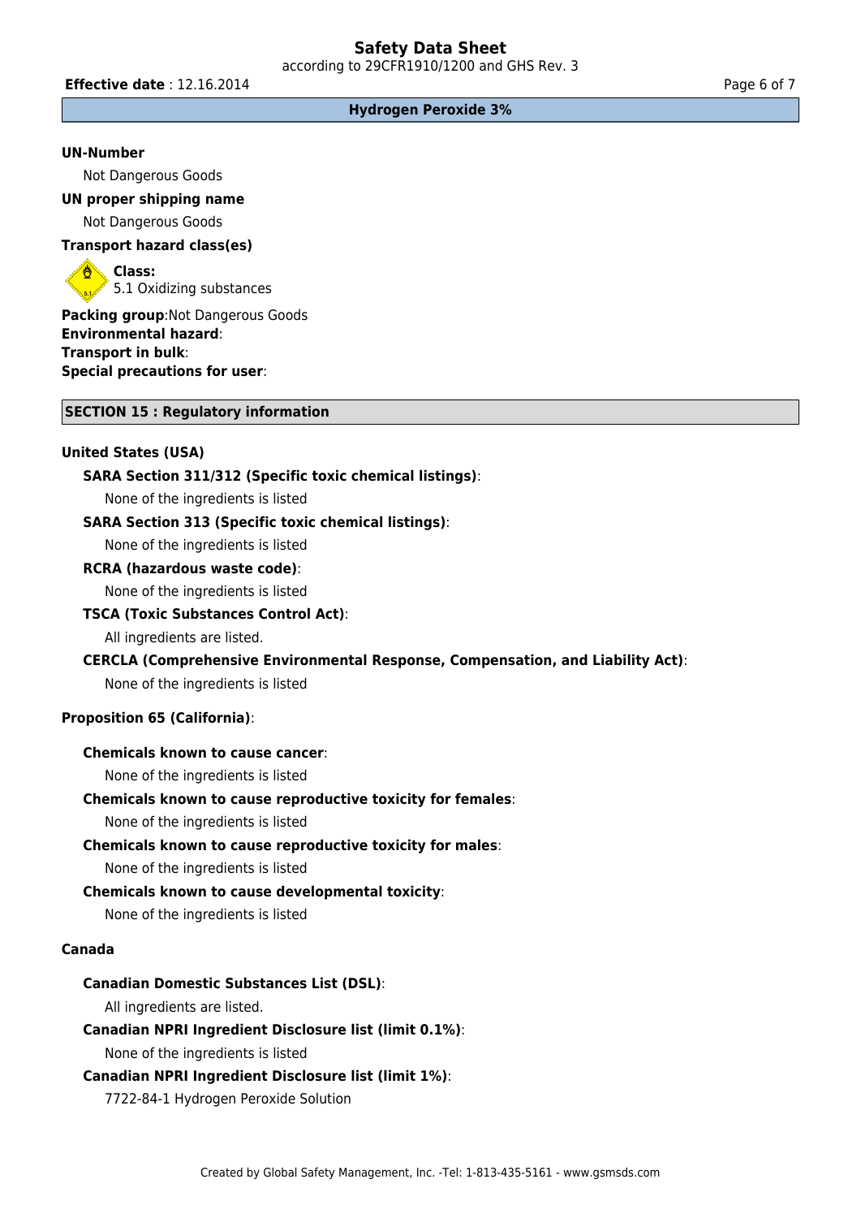**UN-Number**

Not Dangerous Goods

**UN proper shipping name**

Not Dangerous Goods

**Transport hazard class(es)**

**Class:**
5.1 Oxidizing substances

**Packing group**:Not Dangerous Goods
**Environmental hazard**:
**Transport in bulk**:
**Special precautions for user**:

## SECTION 15 : Regulatory information

**United States (USA)**

**SARA Section 311/312 (Specific toxic chemical listings)**:

None of the ingredients is listed

**SARA Section 313 (Specific toxic chemical listings)**:

None of the ingredients is listed

**RCRA (hazardous waste code)**:

None of the ingredients is listed

**TSCA (Toxic Substances Control Act)**:

All ingredients are listed.

**CERCLA (Comprehensive Environmental Response, Compensation, and Liability Act)**:

None of the ingredients is listed

**Proposition 65 (California)**:

**Chemicals known to cause cancer**:

None of the ingredients is listed

**Chemicals known to cause reproductive toxicity for females**:

None of the ingredients is listed

**Chemicals known to cause reproductive toxicity for males**:

None of the ingredients is listed

**Chemicals known to cause developmental toxicity**:

None of the ingredients is listed

**Canada**

**Canadian Domestic Substances List (DSL)**:

All ingredients are listed.

**Canadian NPRI Ingredient Disclosure list (limit 0.1%)**:

None of the ingredients is listed

**Canadian NPRI Ingredient Disclosure list (limit 1%)**:

7722-84-1 Hydrogen Peroxide Solution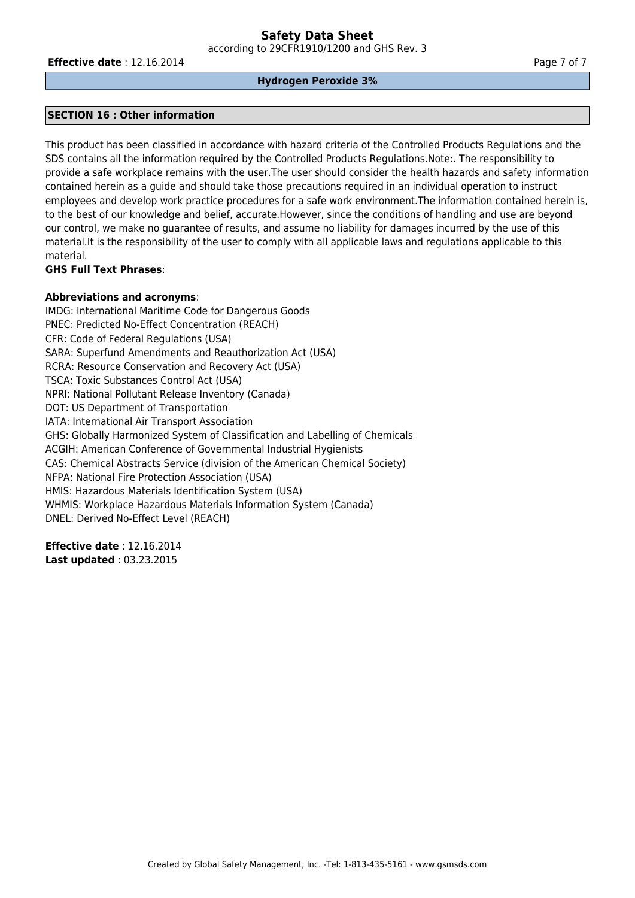## SECTION 16 : Other information

This product has been classified in accordance with hazard criteria of the Controlled Products Regulations and the SDS contains all the information required by the Controlled Products Regulations.Note:. The responsibility to provide a safe workplace remains with the user.The user should consider the health hazards and safety information contained herein as a guide and should take those precautions required in an individual operation to instruct employees and develop work practice procedures for a safe work environment.The information contained herein is, to the best of our knowledge and belief, accurate.However, since the conditions of handling and use are beyond our control, we make no guarantee of results, and assume no liability for damages incurred by the use of this material.It is the responsibility of the user to comply with all applicable laws and regulations applicable to this material.

**GHS Full Text Phrases**:

**Abbreviations and acronyms**:

IMDG: International Maritime Code for Dangerous Goods
PNEC: Predicted No-Effect Concentration (REACH)
CFR: Code of Federal Regulations (USA)
SARA: Superfund Amendments and Reauthorization Act (USA)
RCRA: Resource Conservation and Recovery Act (USA)
TSCA: Toxic Substances Control Act (USA)
NPRI: National Pollutant Release Inventory (Canada)
DOT: US Department of Transportation
IATA: International Air Transport Association
GHS: Globally Harmonized System of Classification and Labelling of Chemicals
ACGIH: American Conference of Governmental Industrial Hygienists
CAS: Chemical Abstracts Service (division of the American Chemical Society)
NFPA: National Fire Protection Association (USA)
HMIS: Hazardous Materials Identification System (USA)
WHMIS: Workplace Hazardous Materials Information System (Canada)
DNEL: Derived No-Effect Level (REACH)

**Effective date** : 12.16.2014
**Last updated** : 03.23.2015